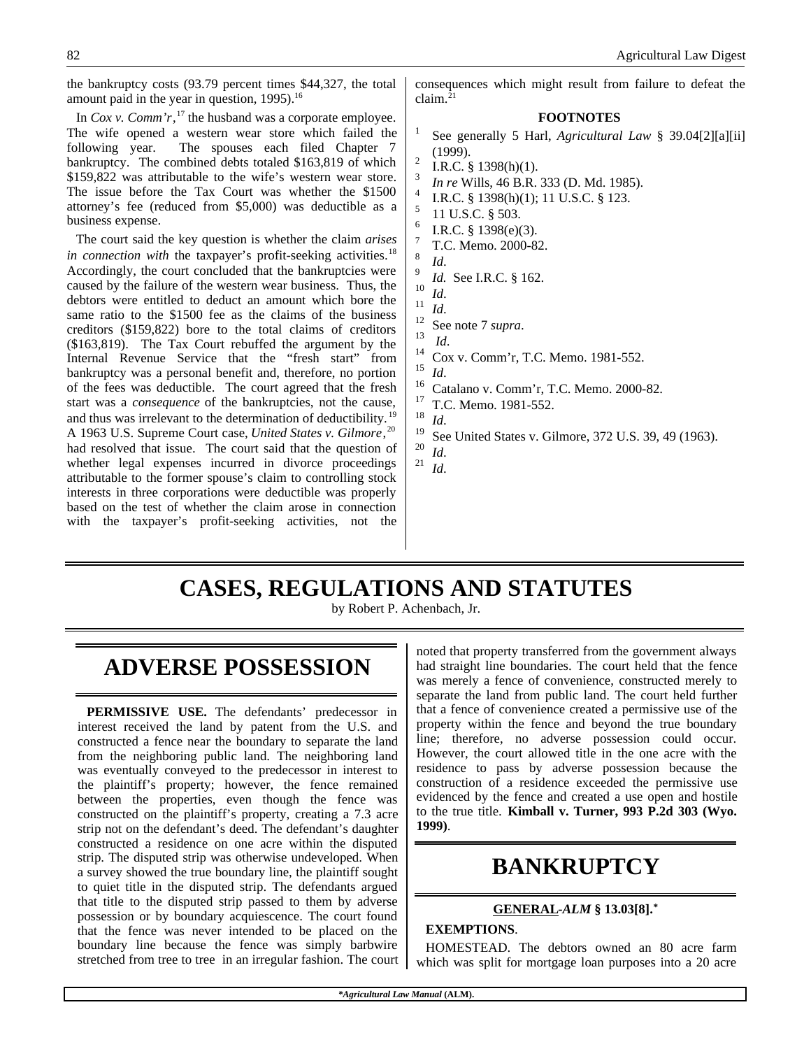the bankruptcy costs (93.79 percent times $44,327, the total amount paid in the year in question, 1995).[16]

In *Cox v. Comm'r*,[17] the husband was a corporate employee. The wife opened a western wear store which failed the following year. The spouses each filed Chapter 7 bankruptcy. The combined debts totaled $163,819 of which $159,822 was attributable to the wife's western wear store. The issue before the Tax Court was whether the $1500 attorney's fee (reduced from $5,000) was deductible as a business expense.

The court said the key question is whether the claim *arises in connection with* the taxpayer's profit-seeking activities.[18] Accordingly, the court concluded that the bankruptcies were caused by the failure of the western wear business. Thus, the debtors were entitled to deduct an amount which bore the same ratio to the $1500 fee as the claims of the business creditors ($159,822) bore to the total claims of creditors ($163,819). The Tax Court rebuffed the argument by the Internal Revenue Service that the "fresh start" from bankruptcy was a personal benefit and, therefore, no portion of the fees was deductible. The court agreed that the fresh start was a *consequence* of the bankruptcies, not the cause, and thus was irrelevant to the determination of deductibility.[19] A 1963 U.S. Supreme Court case, *United States v. Gilmore*,[20] had resolved that issue. The court said that the question of whether legal expenses incurred in divorce proceedings attributable to the former spouse's claim to controlling stock interests in three corporations were deductible was properly based on the test of whether the claim arose in connection with the taxpayer's profit-seeking activities, not the consequences which might result from failure to defeat the claim.[21]

#### FOOTNOTES

1. See generally 5 Harl, *Agricultural Law* § 39.04[2][a][ii] (1999).
2. I.R.C. § 1398(h)(1).
3. *In re* Wills, 46 B.R. 333 (D. Md. 1985).
4. I.R.C. § 1398(h)(1); 11 U.S.C. § 123.
5. 11 U.S.C. § 503.
6. I.R.C. § 1398(e)(3).
7. T.C. Memo. 2000-82.
8. *Id*.
9. *Id.* See I.R.C. § 162.
10. *Id*.
11. *Id*.
12. See note 7 *supra*.
13. *Id*.
14. Cox v. Comm'r, T.C. Memo. 1981-552.
15. *Id*.
16. Catalano v. Comm'r, T.C. Memo. 2000-82.
17. T.C. Memo. 1981-552.
18. *Id*.
19. See United States v. Gilmore, 372 U.S. 39, 49 (1963).
20. *Id*.
21. *Id*.

# CASES, REGULATIONS AND STATUTES

by Robert P. Achenbach, Jr.

## ADVERSE POSSESSION

**PERMISSIVE USE.** The defendants' predecessor in interest received the land by patent from the U.S. and constructed a fence near the boundary to separate the land from the neighboring public land. The neighboring land was eventually conveyed to the predecessor in interest to the plaintiff's property; however, the fence remained between the properties, even though the fence was constructed on the plaintiff's property, creating a 7.3 acre strip not on the defendant's deed. The defendant's daughter constructed a residence on one acre within the disputed strip. The disputed strip was otherwise undeveloped. When a survey showed the true boundary line, the plaintiff sought to quiet title in the disputed strip. The defendants argued that title to the disputed strip passed to them by adverse possession or by boundary acquiescence. The court found that the fence was never intended to be placed on the boundary line because the fence was simply barbwire stretched from tree to tree in an irregular fashion. The court noted that property transferred from the government always had straight line boundaries. The court held that the fence was merely a fence of convenience, constructed merely to separate the land from public land. The court held further that a fence of convenience created a permissive use of the property within the fence and beyond the true boundary line; therefore, no adverse possession could occur. However, the court allowed title in the one acre with the residence to pass by adverse possession because the construction of a residence exceeded the permissive use evidenced by the fence and created a use open and hostile to the true title. **Kimball v. Turner, 993 P.2d 303 (Wyo. 1999)**.

## BANKRUPTCY

### GENERAL -*ALM* § 13.03[8].*

**EXEMPTIONS**.

HOMESTEAD. The debtors owned an 80 acre farm which was split for mortgage loan purposes into a 20 acre

**Agricultural Law Manual* (ALM).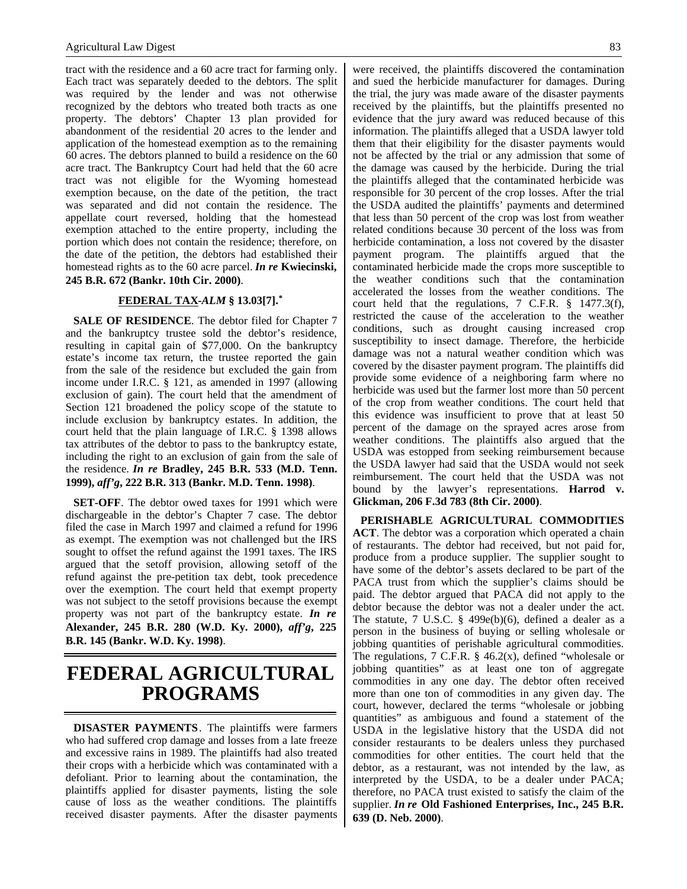tract with the residence and a 60 acre tract for farming only. Each tract was separately deeded to the debtors. The split was required by the lender and was not otherwise recognized by the debtors who treated both tracts as one property. The debtors' Chapter 13 plan provided for abandonment of the residential 20 acres to the lender and application of the homestead exemption as to the remaining 60 acres. The debtors planned to build a residence on the 60 acre tract. The Bankruptcy Court had held that the 60 acre tract was not eligible for the Wyoming homestead exemption because, on the date of the petition, the tract was separated and did not contain the residence. The appellate court reversed, holding that the homestead exemption attached to the entire property, including the portion which does not contain the residence; therefore, on the date of the petition, the debtors had established their homestead rights as to the 60 acre parcel. ***In re* Kwiecinski, 245 B.R. 672 (Bankr. 10th Cir. 2000)**.

### FEDERAL TAX-*ALM* § 13.03[7].*

**SALE OF RESIDENCE**. The debtor filed for Chapter 7 and the bankruptcy trustee sold the debtor's residence, resulting in capital gain of $77,000. On the bankruptcy estate's income tax return, the trustee reported the gain from the sale of the residence but excluded the gain from income under I.R.C. § 121, as amended in 1997 (allowing exclusion of gain). The court held that the amendment of Section 121 broadened the policy scope of the statute to include exclusion by bankruptcy estates. In addition, the court held that the plain language of I.R.C. § 1398 allows tax attributes of the debtor to pass to the bankruptcy estate, including the right to an exclusion of gain from the sale of the residence. ***In re* Bradley, 245 B.R. 533 (M.D. Tenn. 1999), *aff'g*, 222 B.R. 313 (Bankr. M.D. Tenn. 1998)**.

**SET-OFF**. The debtor owed taxes for 1991 which were dischargeable in the debtor's Chapter 7 case. The debtor filed the case in March 1997 and claimed a refund for 1996 as exempt. The exemption was not challenged but the IRS sought to offset the refund against the 1991 taxes. The IRS argued that the setoff provision, allowing setoff of the refund against the pre-petition tax debt, took precedence over the exemption. The court held that exempt property was not subject to the setoff provisions because the exempt property was not part of the bankruptcy estate. ***In re* Alexander, 245 B.R. 280 (W.D. Ky. 2000), *aff'g*, 225 B.R. 145 (Bankr. W.D. Ky. 1998)**.

# FEDERAL AGRICULTURAL PROGRAMS

**DISASTER PAYMENTS**. The plaintiffs were farmers who had suffered crop damage and losses from a late freeze and excessive rains in 1989. The plaintiffs had also treated their crops with a herbicide which was contaminated with a defoliant. Prior to learning about the contamination, the plaintiffs applied for disaster payments, listing the sole cause of loss as the weather conditions. The plaintiffs received disaster payments. After the disaster payments were received, the plaintiffs discovered the contamination and sued the herbicide manufacturer for damages. During the trial, the jury was made aware of the disaster payments received by the plaintiffs, but the plaintiffs presented no evidence that the jury award was reduced because of this information. The plaintiffs alleged that a USDA lawyer told them that their eligibility for the disaster payments would not be affected by the trial or any admission that some of the damage was caused by the herbicide. During the trial the plaintiffs alleged that the contaminated herbicide was responsible for 30 percent of the crop losses. After the trial the USDA audited the plaintiffs' payments and determined that less than 50 percent of the crop was lost from weather related conditions because 30 percent of the loss was from herbicide contamination, a loss not covered by the disaster payment program. The plaintiffs argued that the contaminated herbicide made the crops more susceptible to the weather conditions such that the contamination accelerated the losses from the weather conditions. The court held that the regulations, 7 C.F.R. § 1477.3(f), restricted the cause of the acceleration to the weather conditions, such as drought causing increased crop susceptibility to insect damage. Therefore, the herbicide damage was not a natural weather condition which was covered by the disaster payment program. The plaintiffs did provide some evidence of a neighboring farm where no herbicide was used but the farmer lost more than 50 percent of the crop from weather conditions. The court held that this evidence was insufficient to prove that at least 50 percent of the damage on the sprayed acres arose from weather conditions. The plaintiffs also argued that the USDA was estopped from seeking reimbursement because the USDA lawyer had said that the USDA would not seek reimbursement. The court held that the USDA was not bound by the lawyer's representations. **Harrod v. Glickman, 206 F.3d 783 (8th Cir. 2000)**.

**PERISHABLE AGRICULTURAL COMMODITIES ACT**. The debtor was a corporation which operated a chain of restaurants. The debtor had received, but not paid for, produce from a produce supplier. The supplier sought to have some of the debtor's assets declared to be part of the PACA trust from which the supplier's claims should be paid. The debtor argued that PACA did not apply to the debtor because the debtor was not a dealer under the act. The statute, 7 U.S.C. § 499e(b)(6), defined a dealer as a person in the business of buying or selling wholesale or jobbing quantities of perishable agricultural commodities. The regulations, 7 C.F.R. § 46.2(x), defined "wholesale or jobbing quantities" as at least one ton of aggregate commodities in any one day. The debtor often received more than one ton of commodities in any given day. The court, however, declared the terms "wholesale or jobbing quantities" as ambiguous and found a statement of the USDA in the legislative history that the USDA did not consider restaurants to be dealers unless they purchased commodities for other entities. The court held that the debtor, as a restaurant, was not intended by the law, as interpreted by the USDA, to be a dealer under PACA; therefore, no PACA trust existed to satisfy the claim of the supplier. ***In re* Old Fashioned Enterprises, Inc., 245 B.R. 639 (D. Neb. 2000)**.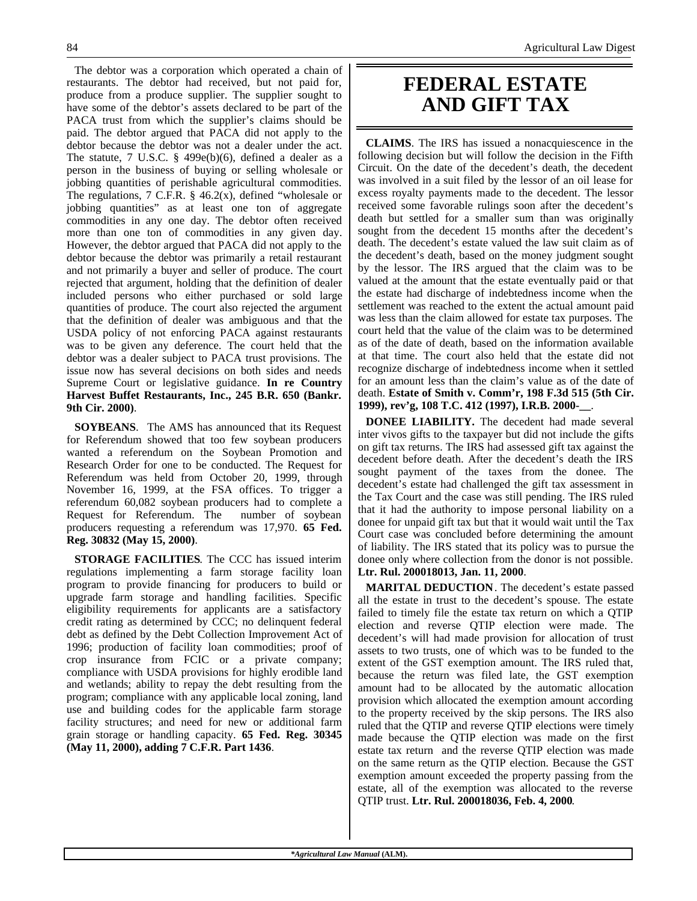The debtor was a corporation which operated a chain of restaurants. The debtor had received, but not paid for, produce from a produce supplier. The supplier sought to have some of the debtor's assets declared to be part of the PACA trust from which the supplier's claims should be paid. The debtor argued that PACA did not apply to the debtor because the debtor was not a dealer under the act. The statute, 7 U.S.C. § 499e(b)(6), defined a dealer as a person in the business of buying or selling wholesale or jobbing quantities of perishable agricultural commodities. The regulations, 7 C.F.R. § 46.2(x), defined "wholesale or jobbing quantities" as at least one ton of aggregate commodities in any one day. The debtor often received more than one ton of commodities in any given day. However, the debtor argued that PACA did not apply to the debtor because the debtor was primarily a retail restaurant and not primarily a buyer and seller of produce. The court rejected that argument, holding that the definition of dealer included persons who either purchased or sold large quantities of produce. The court also rejected the argument that the definition of dealer was ambiguous and that the USDA policy of not enforcing PACA against restaurants was to be given any deference. The court held that the debtor was a dealer subject to PACA trust provisions. The issue now has several decisions on both sides and needs Supreme Court or legislative guidance. **In re Country Harvest Buffet Restaurants, Inc., 245 B.R. 650 (Bankr. 9th Cir. 2000)**.

**SOYBEANS**. The AMS has announced that its Request for Referendum showed that too few soybean producers wanted a referendum on the Soybean Promotion and Research Order for one to be conducted. The Request for Referendum was held from October 20, 1999, through November 16, 1999, at the FSA offices. To trigger a referendum 60,082 soybean producers had to complete a Request for Referendum. The number of soybean producers requesting a referendum was 17,970. **65 Fed. Reg. 30832 (May 15, 2000)**.

**STORAGE FACILITIES**. The CCC has issued interim regulations implementing a farm storage facility loan program to provide financing for producers to build or upgrade farm storage and handling facilities. Specific eligibility requirements for applicants are a satisfactory credit rating as determined by CCC; no delinquent federal debt as defined by the Debt Collection Improvement Act of 1996; production of facility loan commodities; proof of crop insurance from FCIC or a private company; compliance with USDA provisions for highly erodible land and wetlands; ability to repay the debt resulting from the program; compliance with any applicable local zoning, land use and building codes for the applicable farm storage facility structures; and need for new or additional farm grain storage or handling capacity. **65 Fed. Reg. 30345 (May 11, 2000), adding 7 C.F.R. Part 1436**.

# FEDERAL ESTATE AND GIFT TAX

**CLAIMS**. The IRS has issued a nonacquiescence in the following decision but will follow the decision in the Fifth Circuit. On the date of the decedent's death, the decedent was involved in a suit filed by the lessor of an oil lease for excess royalty payments made to the decedent. The lessor received some favorable rulings soon after the decedent's death but settled for a smaller sum than was originally sought from the decedent 15 months after the decedent's death. The decedent's estate valued the law suit claim as of the decedent's death, based on the money judgment sought by the lessor. The IRS argued that the claim was to be valued at the amount that the estate eventually paid or that the estate had discharge of indebtedness income when the settlement was reached to the extent the actual amount paid was less than the claim allowed for estate tax purposes. The court held that the value of the claim was to be determined as of the date of death, based on the information available at that time. The court also held that the estate did not recognize discharge of indebtedness income when it settled for an amount less than the claim's value as of the date of death. **Estate of Smith v. Comm'r, 198 F.3d 515 (5th Cir. 1999), rev'g, 108 T.C. 412 (1997), I.R.B. 2000-__**.

**DONEE LIABILITY.** The decedent had made several inter vivos gifts to the taxpayer but did not include the gifts on gift tax returns. The IRS had assessed gift tax against the decedent before death. After the decedent's death the IRS sought payment of the taxes from the donee. The decedent's estate had challenged the gift tax assessment in the Tax Court and the case was still pending. The IRS ruled that it had the authority to impose personal liability on a donee for unpaid gift tax but that it would wait until the Tax Court case was concluded before determining the amount of liability. The IRS stated that its policy was to pursue the donee only where collection from the donor is not possible. **Ltr. Rul. 200018013, Jan. 11, 2000**.

**MARITAL DEDUCTION**. The decedent's estate passed all the estate in trust to the decedent's spouse. The estate failed to timely file the estate tax return on which a QTIP election and reverse QTIP election were made. The decedent's will had made provision for allocation of trust assets to two trusts, one of which was to be funded to the extent of the GST exemption amount. The IRS ruled that, because the return was filed late, the GST exemption amount had to be allocated by the automatic allocation provision which allocated the exemption amount according to the property received by the skip persons. The IRS also ruled that the QTIP and reverse QTIP elections were timely made because the QTIP election was made on the first estate tax return and the reverse QTIP election was made on the same return as the QTIP election. Because the GST exemption amount exceeded the property passing from the estate, all of the exemption was allocated to the reverse QTIP trust. **Ltr. Rul. 200018036, Feb. 4, 2000**.

*Agricultural Law Manual (ALM).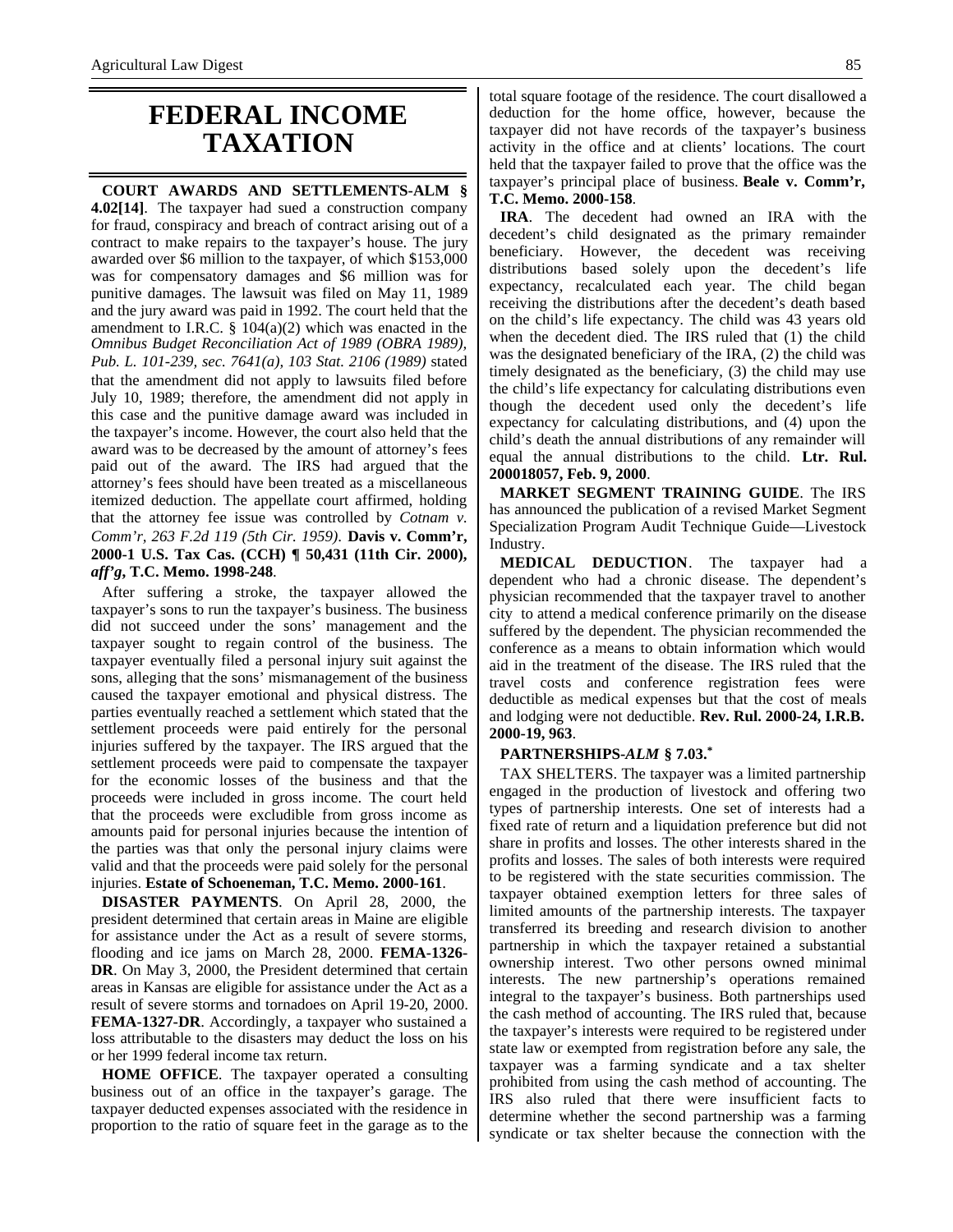# FEDERAL INCOME TAXATION

**COURT AWARDS AND SETTLEMENTS-ALM § 4.02[14]**. The taxpayer had sued a construction company for fraud, conspiracy and breach of contract arising out of a contract to make repairs to the taxpayer's house. The jury awarded over $6 million to the taxpayer, of which $153,000 was for compensatory damages and $6 million was for punitive damages. The lawsuit was filed on May 11, 1989 and the jury award was paid in 1992. The court held that the amendment to I.R.C. § 104(a)(2) which was enacted in the *Omnibus Budget Reconciliation Act of 1989 (OBRA 1989), Pub. L. 101-239, sec. 7641(a), 103 Stat. 2106 (1989)* stated that the amendment did not apply to lawsuits filed before July 10, 1989; therefore, the amendment did not apply in this case and the punitive damage award was included in the taxpayer's income. However, the court also held that the award was to be decreased by the amount of attorney's fees paid out of the award. The IRS had argued that the attorney's fees should have been treated as a miscellaneous itemized deduction. The appellate court affirmed, holding that the attorney fee issue was controlled by *Cotnam v. Comm'r, 263 F.2d 119 (5th Cir. 1959)*. **Davis v. Comm'r, 2000-1 U.S. Tax Cas. (CCH) ¶ 50,431 (11th Cir. 2000), *aff'g*, T.C. Memo. 1998-248**.

After suffering a stroke, the taxpayer allowed the taxpayer's sons to run the taxpayer's business. The business did not succeed under the sons' management and the taxpayer sought to regain control of the business. The taxpayer eventually filed a personal injury suit against the sons, alleging that the sons' mismanagement of the business caused the taxpayer emotional and physical distress. The parties eventually reached a settlement which stated that the settlement proceeds were paid entirely for the personal injuries suffered by the taxpayer. The IRS argued that the settlement proceeds were paid to compensate the taxpayer for the economic losses of the business and that the proceeds were included in gross income. The court held that the proceeds were excludible from gross income as amounts paid for personal injuries because the intention of the parties was that only the personal injury claims were valid and that the proceeds were paid solely for the personal injuries. **Estate of Schoeneman, T.C. Memo. 2000-161**.

**DISASTER PAYMENTS**. On April 28, 2000, the president determined that certain areas in Maine are eligible for assistance under the Act as a result of severe storms, flooding and ice jams on March 28, 2000. **FEMA-1326-DR**. On May 3, 2000, the President determined that certain areas in Kansas are eligible for assistance under the Act as a result of severe storms and tornadoes on April 19-20, 2000. **FEMA-1327-DR**. Accordingly, a taxpayer who sustained a loss attributable to the disasters may deduct the loss on his or her 1999 federal income tax return.

**HOME OFFICE**. The taxpayer operated a consulting business out of an office in the taxpayer's garage. The taxpayer deducted expenses associated with the residence in proportion to the ratio of square feet in the garage as to the total square footage of the residence. The court disallowed a deduction for the home office, however, because the taxpayer did not have records of the taxpayer's business activity in the office and at clients' locations. The court held that the taxpayer failed to prove that the office was the taxpayer's principal place of business. **Beale v. Comm'r, T.C. Memo. 2000-158**.

**IRA**. The decedent had owned an IRA with the decedent's child designated as the primary remainder beneficiary. However, the decedent was receiving distributions based solely upon the decedent's life expectancy, recalculated each year. The child began receiving the distributions after the decedent's death based on the child's life expectancy. The child was 43 years old when the decedent died. The IRS ruled that (1) the child was the designated beneficiary of the IRA, (2) the child was timely designated as the beneficiary, (3) the child may use the child's life expectancy for calculating distributions even though the decedent used only the decedent's life expectancy for calculating distributions, and (4) upon the child's death the annual distributions of any remainder will equal the annual distributions to the child. **Ltr. Rul. 200018057, Feb. 9, 2000**.

**MARKET SEGMENT TRAINING GUIDE**. The IRS has announced the publication of a revised Market Segment Specialization Program Audit Technique Guide—Livestock Industry.

**MEDICAL DEDUCTION**. The taxpayer had a dependent who had a chronic disease. The dependent's physician recommended that the taxpayer travel to another city to attend a medical conference primarily on the disease suffered by the dependent. The physician recommended the conference as a means to obtain information which would aid in the treatment of the disease. The IRS ruled that the travel costs and conference registration fees were deductible as medical expenses but that the cost of meals and lodging were not deductible. **Rev. Rul. 2000-24, I.R.B. 2000-19, 963**.

**PARTNERSHIPS-*ALM* § 7.03.***

TAX SHELTERS. The taxpayer was a limited partnership engaged in the production of livestock and offering two types of partnership interests. One set of interests had a fixed rate of return and a liquidation preference but did not share in profits and losses. The other interests shared in the profits and losses. The sales of both interests were required to be registered with the state securities commission. The taxpayer obtained exemption letters for three sales of limited amounts of the partnership interests. The taxpayer transferred its breeding and research division to another partnership in which the taxpayer retained a substantial ownership interest. Two other persons owned minimal interests. The new partnership's operations remained integral to the taxpayer's business. Both partnerships used the cash method of accounting. The IRS ruled that, because the taxpayer's interests were required to be registered under state law or exempted from registration before any sale, the taxpayer was a farming syndicate and a tax shelter prohibited from using the cash method of accounting. The IRS also ruled that there were insufficient facts to determine whether the second partnership was a farming syndicate or tax shelter because the connection with the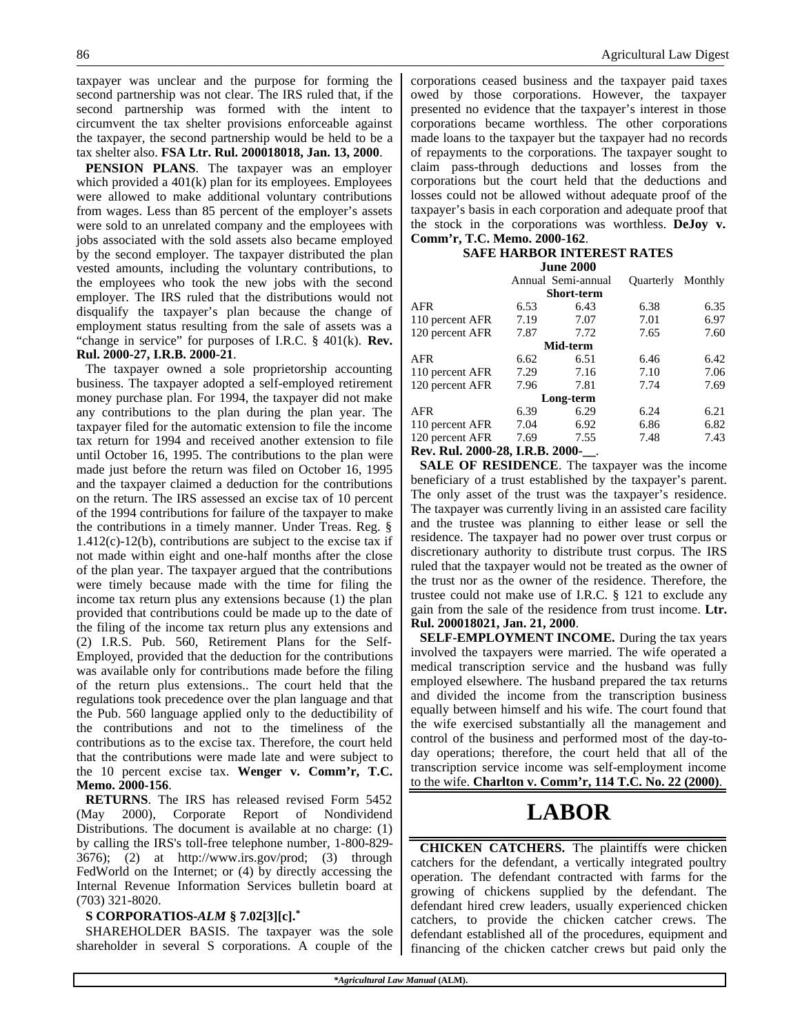taxpayer was unclear and the purpose for forming the second partnership was not clear. The IRS ruled that, if the second partnership was formed with the intent to circumvent the tax shelter provisions enforceable against the taxpayer, the second partnership would be held to be a tax shelter also. **FSA Ltr. Rul. 200018018, Jan. 13, 2000**.

**PENSION PLANS**. The taxpayer was an employer which provided a 401(k) plan for its employees. Employees were allowed to make additional voluntary contributions from wages. Less than 85 percent of the employer's assets were sold to an unrelated company and the employees with jobs associated with the sold assets also became employed by the second employer. The taxpayer distributed the plan vested amounts, including the voluntary contributions, to the employees who took the new jobs with the second employer. The IRS ruled that the distributions would not disqualify the taxpayer's plan because the change of employment status resulting from the sale of assets was a "change in service" for purposes of I.R.C. § 401(k). **Rev. Rul. 2000-27, I.R.B. 2000-21**.

The taxpayer owned a sole proprietorship accounting business. The taxpayer adopted a self-employed retirement money purchase plan. For 1994, the taxpayer did not make any contributions to the plan during the plan year. The taxpayer filed for the automatic extension to file the income tax return for 1994 and received another extension to file until October 16, 1995. The contributions to the plan were made just before the return was filed on October 16, 1995 and the taxpayer claimed a deduction for the contributions on the return. The IRS assessed an excise tax of 10 percent of the 1994 contributions for failure of the taxpayer to make the contributions in a timely manner. Under Treas. Reg. § 1.412(c)-12(b), contributions are subject to the excise tax if not made within eight and one-half months after the close of the plan year. The taxpayer argued that the contributions were timely because made with the time for filing the income tax return plus any extensions because (1) the plan provided that contributions could be made up to the date of the filing of the income tax return plus any extensions and (2) I.R.S. Pub. 560, Retirement Plans for the Self-Employed, provided that the deduction for the contributions was available only for contributions made before the filing of the return plus extensions.. The court held that the regulations took precedence over the plan language and that the Pub. 560 language applied only to the deductibility of the contributions and not to the timeliness of the contributions as to the excise tax. Therefore, the court held that the contributions were made late and were subject to the 10 percent excise tax. **Wenger v. Comm'r, T.C. Memo. 2000-156**.

**RETURNS**. The IRS has released revised Form 5452 (May 2000), Corporate Report of Nondividend Distributions. The document is available at no charge: (1) by calling the IRS's toll-free telephone number, 1-800-829-3676); (2) at http://www.irs.gov/prod; (3) through FedWorld on the Internet; or (4) by directly accessing the Internal Revenue Information Services bulletin board at (703) 321-8020.

**S CORPORATIOS-*ALM* § 7.02[3][c].***

SHAREHOLDER BASIS. The taxpayer was the sole shareholder in several S corporations. A couple of the corporations ceased business and the taxpayer paid taxes owed by those corporations. However, the taxpayer presented no evidence that the taxpayer's interest in those corporations became worthless. The other corporations made loans to the taxpayer but the taxpayer had no records of repayments to the corporations. The taxpayer sought to claim pass-through deductions and losses from the corporations but the court held that the deductions and losses could not be allowed without adequate proof of the taxpayer's basis in each corporation and adequate proof that the stock in the corporations was worthless. **DeJoy v. Comm'r, T.C. Memo. 2000-162**.

**SAFE HARBOR INTEREST RATES**
**June 2000**

| | Annual | Semi-annual | Quarterly | Monthly |
|---|---|---|---|---|
| | | **Short-term** | | |
| AFR | 6.53 | 6.43 | 6.38 | 6.35 |
| 110 percent AFR | 7.19 | 7.07 | 7.01 | 6.97 |
| 120 percent AFR | 7.87 | 7.72 | 7.65 | 7.60 |
| | | **Mid-term** | | |
| AFR | 6.62 | 6.51 | 6.46 | 6.42 |
| 110 percent AFR | 7.29 | 7.16 | 7.10 | 7.06 |
| 120 percent AFR | 7.96 | 7.81 | 7.74 | 7.69 |
| | | **Long-term** | | |
| AFR | 6.39 | 6.29 | 6.24 | 6.21 |
| 110 percent AFR | 7.04 | 6.92 | 6.86 | 6.82 |
| 120 percent AFR | 7.69 | 7.55 | 7.48 | 7.43 |

**Rev. Rul. 2000-28, I.R.B. 2000-__**.

**SALE OF RESIDENCE**. The taxpayer was the income beneficiary of a trust established by the taxpayer's parent. The only asset of the trust was the taxpayer's residence. The taxpayer was currently living in an assisted care facility and the trustee was planning to either lease or sell the residence. The taxpayer had no power over trust corpus or discretionary authority to distribute trust corpus. The IRS ruled that the taxpayer would not be treated as the owner of the trust nor as the owner of the residence. Therefore, the trustee could not make use of I.R.C. § 121 to exclude any gain from the sale of the residence from trust income. **Ltr. Rul. 200018021, Jan. 21, 2000**.

**SELF-EMPLOYMENT INCOME.** During the tax years involved the taxpayers were married. The wife operated a medical transcription service and the husband was fully employed elsewhere. The husband prepared the tax returns and divided the income from the transcription business equally between himself and his wife. The court found that the wife exercised substantially all the management and control of the business and performed most of the day-to-day operations; therefore, the court held that all of the transcription service income was self-employment income to the wife. **Charlton v. Comm'r, 114 T.C. No. 22 (2000)**.

# LABOR

**CHICKEN CATCHERS.** The plaintiffs were chicken catchers for the defendant, a vertically integrated poultry operation. The defendant contracted with farms for the growing of chickens supplied by the defendant. The defendant hired crew leaders, usually experienced chicken catchers, to provide the chicken catcher crews. The defendant established all of the procedures, equipment and financing of the chicken catcher crews but paid only the

**Agricultural Law Manual* (ALM).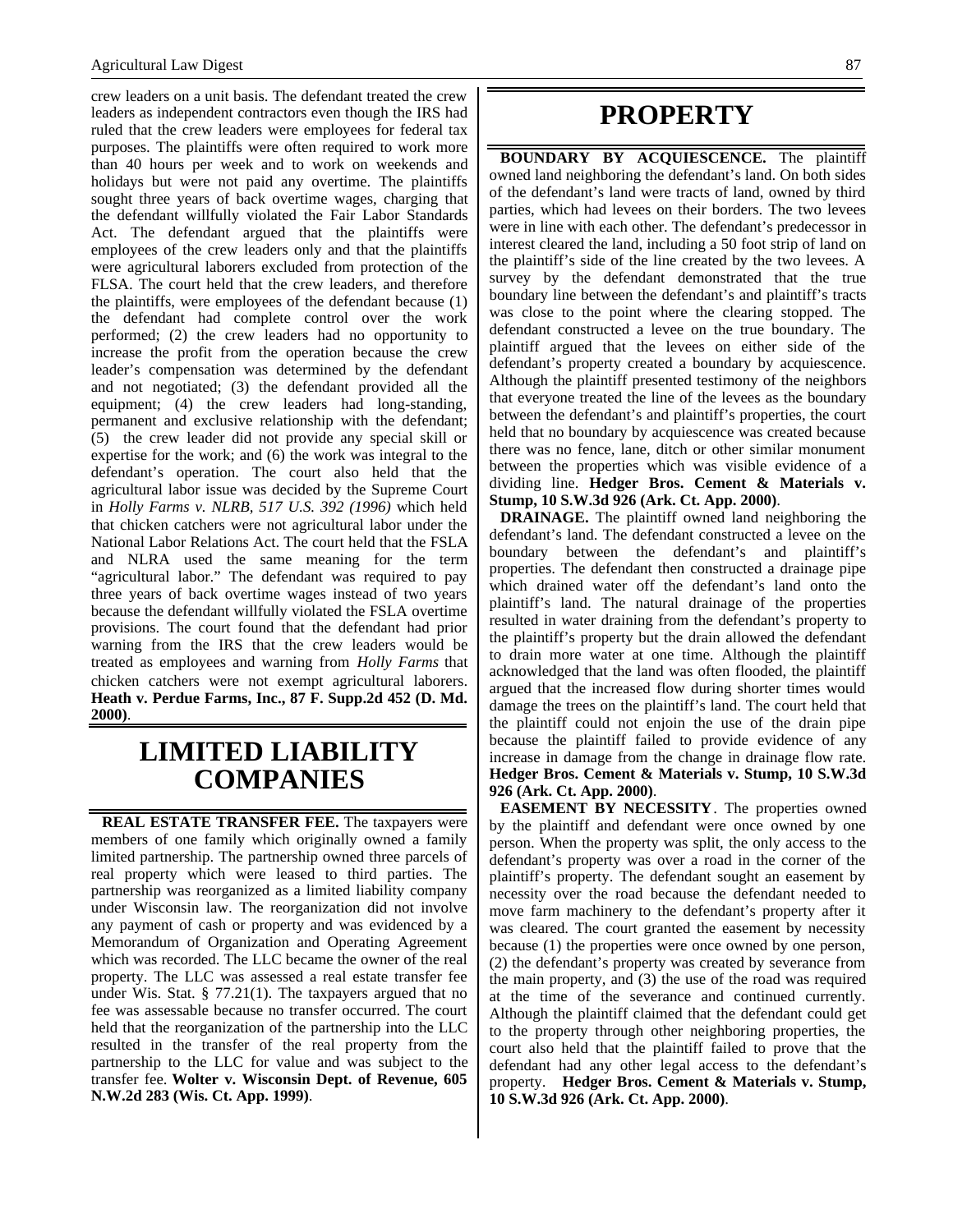crew leaders on a unit basis. The defendant treated the crew leaders as independent contractors even though the IRS had ruled that the crew leaders were employees for federal tax purposes. The plaintiffs were often required to work more than 40 hours per week and to work on weekends and holidays but were not paid any overtime. The plaintiffs sought three years of back overtime wages, charging that the defendant willfully violated the Fair Labor Standards Act. The defendant argued that the plaintiffs were employees of the crew leaders only and that the plaintiffs were agricultural laborers excluded from protection of the FLSA. The court held that the crew leaders, and therefore the plaintiffs, were employees of the defendant because (1) the defendant had complete control over the work performed; (2) the crew leaders had no opportunity to increase the profit from the operation because the crew leader's compensation was determined by the defendant and not negotiated; (3) the defendant provided all the equipment; (4) the crew leaders had long-standing, permanent and exclusive relationship with the defendant; (5) the crew leader did not provide any special skill or expertise for the work; and (6) the work was integral to the defendant's operation. The court also held that the agricultural labor issue was decided by the Supreme Court in *Holly Farms v. NLRB, 517 U.S. 392 (1996)* which held that chicken catchers were not agricultural labor under the National Labor Relations Act. The court held that the FSLA and NLRA used the same meaning for the term "agricultural labor." The defendant was required to pay three years of back overtime wages instead of two years because the defendant willfully violated the FSLA overtime provisions. The court found that the defendant had prior warning from the IRS that the crew leaders would be treated as employees and warning from *Holly Farms* that chicken catchers were not exempt agricultural laborers. **Heath v. Perdue Farms, Inc., 87 F. Supp.2d 452 (D. Md. 2000)**.

# LIMITED LIABILITY COMPANIES

**REAL ESTATE TRANSFER FEE.** The taxpayers were members of one family which originally owned a family limited partnership. The partnership owned three parcels of real property which were leased to third parties. The partnership was reorganized as a limited liability company under Wisconsin law. The reorganization did not involve any payment of cash or property and was evidenced by a Memorandum of Organization and Operating Agreement which was recorded. The LLC became the owner of the real property. The LLC was assessed a real estate transfer fee under Wis. Stat. § 77.21(1). The taxpayers argued that no fee was assessable because no transfer occurred. The court held that the reorganization of the partnership into the LLC resulted in the transfer of the real property from the partnership to the LLC for value and was subject to the transfer fee. **Wolter v. Wisconsin Dept. of Revenue, 605 N.W.2d 283 (Wis. Ct. App. 1999)**.

# PROPERTY

**BOUNDARY BY ACQUIESCENCE.** The plaintiff owned land neighboring the defendant's land. On both sides of the defendant's land were tracts of land, owned by third parties, which had levees on their borders. The two levees were in line with each other. The defendant's predecessor in interest cleared the land, including a 50 foot strip of land on the plaintiff's side of the line created by the two levees. A survey by the defendant demonstrated that the true boundary line between the defendant's and plaintiff's tracts was close to the point where the clearing stopped. The defendant constructed a levee on the true boundary. The plaintiff argued that the levees on either side of the defendant's property created a boundary by acquiescence. Although the plaintiff presented testimony of the neighbors that everyone treated the line of the levees as the boundary between the defendant's and plaintiff's properties, the court held that no boundary by acquiescence was created because there was no fence, lane, ditch or other similar monument between the properties which was visible evidence of a dividing line. **Hedger Bros. Cement & Materials v. Stump, 10 S.W.3d 926 (Ark. Ct. App. 2000)**.

**DRAINAGE.** The plaintiff owned land neighboring the defendant's land. The defendant constructed a levee on the boundary between the defendant's and plaintiff's properties. The defendant then constructed a drainage pipe which drained water off the defendant's land onto the plaintiff's land. The natural drainage of the properties resulted in water draining from the defendant's property to the plaintiff's property but the drain allowed the defendant to drain more water at one time. Although the plaintiff acknowledged that the land was often flooded, the plaintiff argued that the increased flow during shorter times would damage the trees on the plaintiff's land. The court held that the plaintiff could not enjoin the use of the drain pipe because the plaintiff failed to provide evidence of any increase in damage from the change in drainage flow rate. **Hedger Bros. Cement & Materials v. Stump, 10 S.W.3d 926 (Ark. Ct. App. 2000)**.

**EASEMENT BY NECESSITY**. The properties owned by the plaintiff and defendant were once owned by one person. When the property was split, the only access to the defendant's property was over a road in the corner of the plaintiff's property. The defendant sought an easement by necessity over the road because the defendant needed to move farm machinery to the defendant's property after it was cleared. The court granted the easement by necessity because (1) the properties were once owned by one person, (2) the defendant's property was created by severance from the main property, and (3) the use of the road was required at the time of the severance and continued currently. Although the plaintiff claimed that the defendant could get to the property through other neighboring properties, the court also held that the plaintiff failed to prove that the defendant had any other legal access to the defendant's property. **Hedger Bros. Cement & Materials v. Stump, 10 S.W.3d 926 (Ark. Ct. App. 2000)**.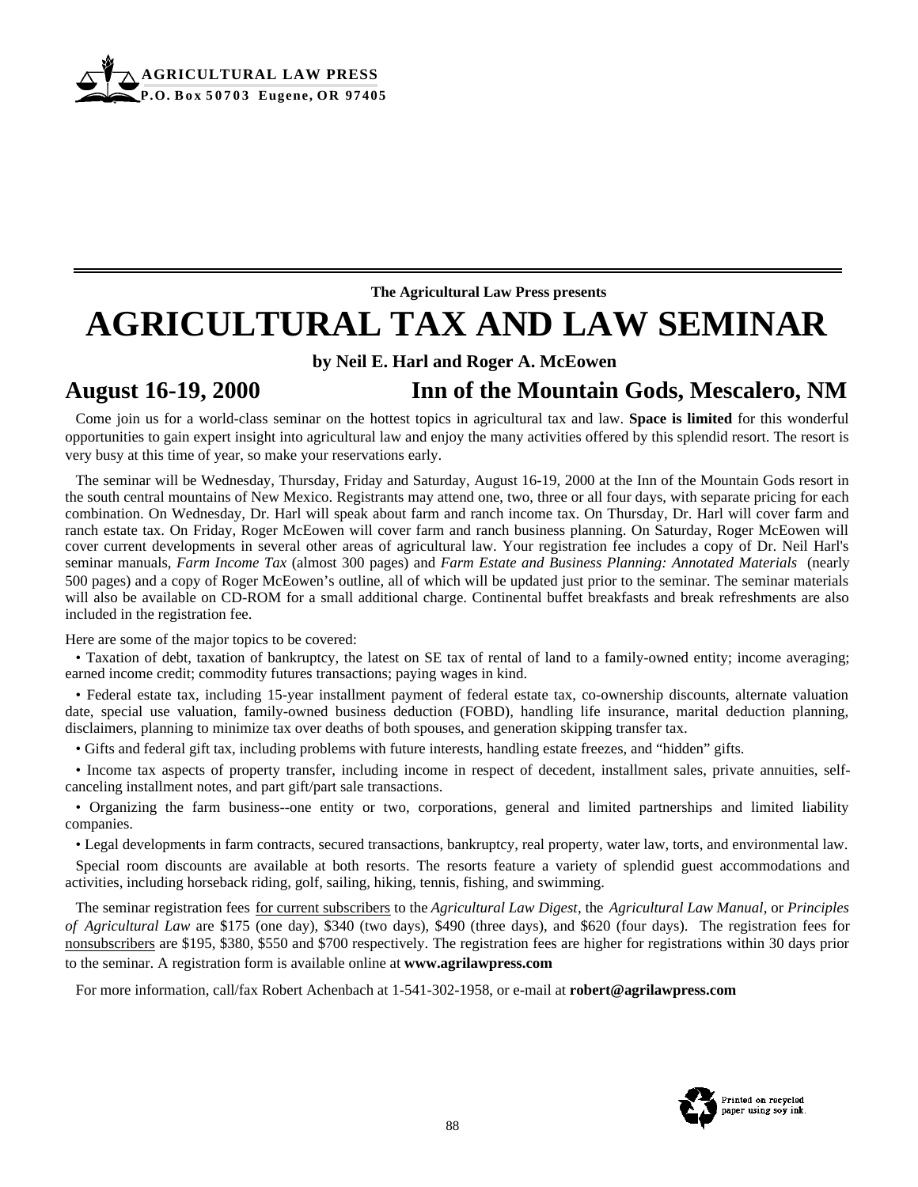**AGRICULTURAL LAW PRESS**
**P.O. Box 50703 Eugene, OR 97405**

**The Agricultural Law Press presents**

# AGRICULTURAL TAX AND LAW SEMINAR

**by Neil E. Harl and Roger A. McEowen**

## August 16-19, 2000 Inn of the Mountain Gods, Mescalero, NM

Come join us for a world-class seminar on the hottest topics in agricultural tax and law. **Space is limited** for this wonderful opportunities to gain expert insight into agricultural law and enjoy the many activities offered by this splendid resort. The resort is very busy at this time of year, so make your reservations early.

The seminar will be Wednesday, Thursday, Friday and Saturday, August 16-19, 2000 at the Inn of the Mountain Gods resort in the south central mountains of New Mexico. Registrants may attend one, two, three or all four days, with separate pricing for each combination. On Wednesday, Dr. Harl will speak about farm and ranch income tax. On Thursday, Dr. Harl will cover farm and ranch estate tax. On Friday, Roger McEowen will cover farm and ranch business planning. On Saturday, Roger McEowen will cover current developments in several other areas of agricultural law. Your registration fee includes a copy of Dr. Neil Harl's seminar manuals, *Farm Income Tax* (almost 300 pages) and *Farm Estate and Business Planning: Annotated Materials* (nearly 500 pages) and a copy of Roger McEowen's outline, all of which will be updated just prior to the seminar. The seminar materials will also be available on CD-ROM for a small additional charge. Continental buffet breakfasts and break refreshments are also included in the registration fee.

Here are some of the major topics to be covered:

- Taxation of debt, taxation of bankruptcy, the latest on SE tax of rental of land to a family-owned entity; income averaging; earned income credit; commodity futures transactions; paying wages in kind.
- Federal estate tax, including 15-year installment payment of federal estate tax, co-ownership discounts, alternate valuation date, special use valuation, family-owned business deduction (FOBD), handling life insurance, marital deduction planning, disclaimers, planning to minimize tax over deaths of both spouses, and generation skipping transfer tax.
- Gifts and federal gift tax, including problems with future interests, handling estate freezes, and "hidden" gifts.
- Income tax aspects of property transfer, including income in respect of decedent, installment sales, private annuities, self-canceling installment notes, and part gift/part sale transactions.
- Organizing the farm business--one entity or two, corporations, general and limited partnerships and limited liability companies.
- Legal developments in farm contracts, secured transactions, bankruptcy, real property, water law, torts, and environmental law.

Special room discounts are available at both resorts. The resorts feature a variety of splendid guest accommodations and activities, including horseback riding, golf, sailing, hiking, tennis, fishing, and swimming.

The seminar registration fees for current subscribers to the *Agricultural Law Digest*, the *Agricultural Law Manual*, or *Principles of Agricultural Law* are $175 (one day), $340 (two days), $490 (three days), and $620 (four days). The registration fees for nonsubscribers are $195, $380, $550 and $700 respectively. The registration fees are higher for registrations within 30 days prior to the seminar. A registration form is available online at **www.agrilawpress.com**

For more information, call/fax Robert Achenbach at 1-541-302-1958, or e-mail at **robert@agrilawpress.com**

Printed on recycled paper using soy ink.